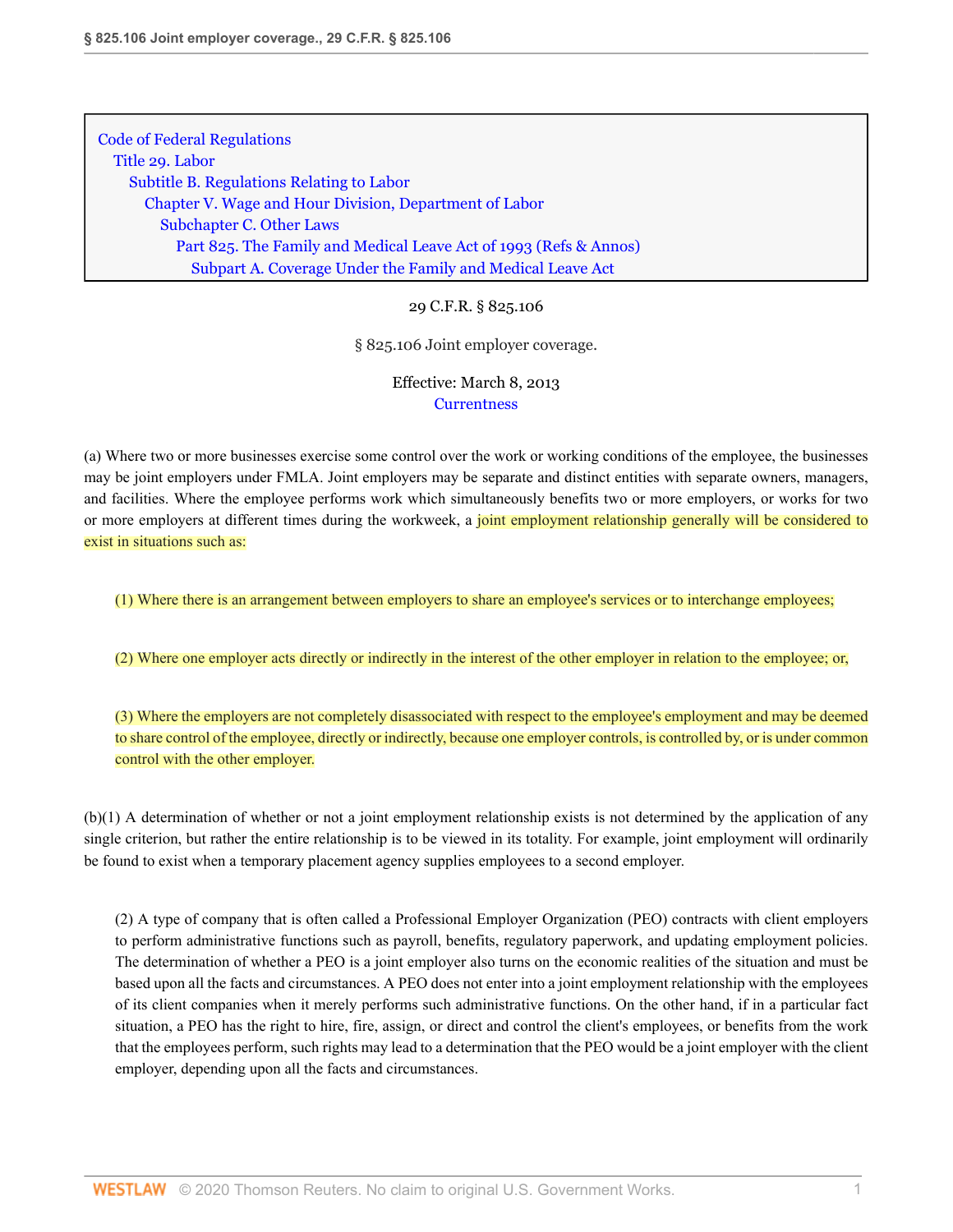Code of Federal Regulations
Title 29. Labor
Subtitle B. Regulations Relating to Labor
Chapter V. Wage and Hour Division, Department of Labor
Subchapter C. Other Laws
Part 825. The Family and Medical Leave Act of 1993 (Refs & Annos)
Subpart A. Coverage Under the Family and Medical Leave Act

29 C.F.R. § 825.106

# § 825.106 Joint employer coverage.

Effective: March 8, 2013
Currentness

(a) Where two or more businesses exercise some control over the work or working conditions of the employee, the businesses may be joint employers under FMLA. Joint employers may be separate and distinct entities with separate owners, managers, and facilities. Where the employee performs work which simultaneously benefits two or more employers, or works for two or more employers at different times during the workweek, a joint employment relationship generally will be considered to exist in situations such as:

(1) Where there is an arrangement between employers to share an employee's services or to interchange employees;

(2) Where one employer acts directly or indirectly in the interest of the other employer in relation to the employee; or,

(3) Where the employers are not completely disassociated with respect to the employee's employment and may be deemed to share control of the employee, directly or indirectly, because one employer controls, is controlled by, or is under common control with the other employer.

(b)(1) A determination of whether or not a joint employment relationship exists is not determined by the application of any single criterion, but rather the entire relationship is to be viewed in its totality. For example, joint employment will ordinarily be found to exist when a temporary placement agency supplies employees to a second employer.

(2) A type of company that is often called a Professional Employer Organization (PEO) contracts with client employers to perform administrative functions such as payroll, benefits, regulatory paperwork, and updating employment policies. The determination of whether a PEO is a joint employer also turns on the economic realities of the situation and must be based upon all the facts and circumstances. A PEO does not enter into a joint employment relationship with the employees of its client companies when it merely performs such administrative functions. On the other hand, if in a particular fact situation, a PEO has the right to hire, fire, assign, or direct and control the client's employees, or benefits from the work that the employees perform, such rights may lead to a determination that the PEO would be a joint employer with the client employer, depending upon all the facts and circumstances.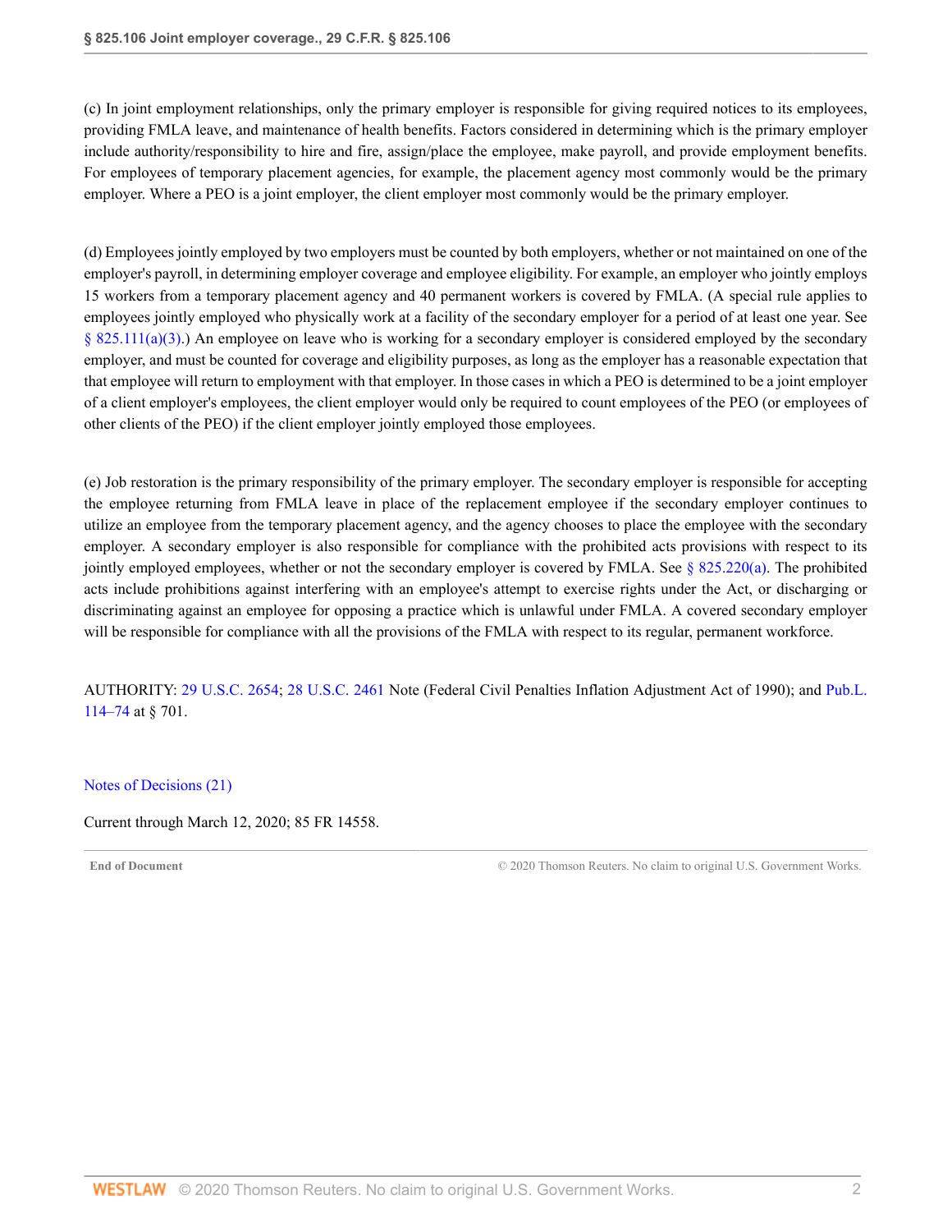(c) In joint employment relationships, only the primary employer is responsible for giving required notices to its employees, providing FMLA leave, and maintenance of health benefits. Factors considered in determining which is the primary employer include authority/responsibility to hire and fire, assign/place the employee, make payroll, and provide employment benefits. For employees of temporary placement agencies, for example, the placement agency most commonly would be the primary employer. Where a PEO is a joint employer, the client employer most commonly would be the primary employer.

(d) Employees jointly employed by two employers must be counted by both employers, whether or not maintained on one of the employer's payroll, in determining employer coverage and employee eligibility. For example, an employer who jointly employs 15 workers from a temporary placement agency and 40 permanent workers is covered by FMLA. (A special rule applies to employees jointly employed who physically work at a facility of the secondary employer for a period of at least one year. See § 825.111(a)(3).) An employee on leave who is working for a secondary employer is considered employed by the secondary employer, and must be counted for coverage and eligibility purposes, as long as the employer has a reasonable expectation that that employee will return to employment with that employer. In those cases in which a PEO is determined to be a joint employer of a client employer's employees, the client employer would only be required to count employees of the PEO (or employees of other clients of the PEO) if the client employer jointly employed those employees.

(e) Job restoration is the primary responsibility of the primary employer. The secondary employer is responsible for accepting the employee returning from FMLA leave in place of the replacement employee if the secondary employer continues to utilize an employee from the temporary placement agency, and the agency chooses to place the employee with the secondary employer. A secondary employer is also responsible for compliance with the prohibited acts provisions with respect to its jointly employed employees, whether or not the secondary employer is covered by FMLA. See § 825.220(a). The prohibited acts include prohibitions against interfering with an employee's attempt to exercise rights under the Act, or discharging or discriminating against an employee for opposing a practice which is unlawful under FMLA. A covered secondary employer will be responsible for compliance with all the provisions of the FMLA with respect to its regular, permanent workforce.

AUTHORITY: 29 U.S.C. 2654; 28 U.S.C. 2461 Note (Federal Civil Penalties Inflation Adjustment Act of 1990); and Pub.L. 114–74 at § 701.

Notes of Decisions (21)

Current through March 12, 2020; 85 FR 14558.

**End of Document** © 2020 Thomson Reuters. No claim to original U.S. Government Works.